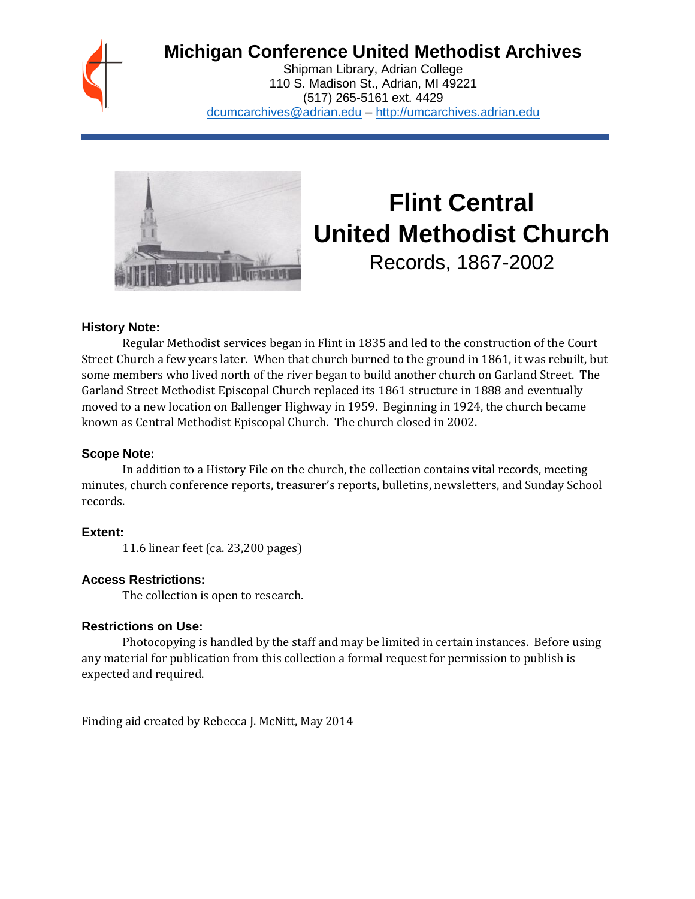# Michigan Conference United Methodist Archives

Shipman Library, Adrian College
110 S. Madison St., Adrian, MI 49221
(517) 265-5161 ext. 4429
dcumcarchives@adrian.edu – http://umcarchives.adrian.edu

# Flint Central United Methodist Church

## Records, 1867-2002

### History Note:

Regular Methodist services began in Flint in 1835 and led to the construction of the Court Street Church a few years later. When that church burned to the ground in 1861, it was rebuilt, but some members who lived north of the river began to build another church on Garland Street. The Garland Street Methodist Episcopal Church replaced its 1861 structure in 1888 and eventually moved to a new location on Ballenger Highway in 1959. Beginning in 1924, the church became known as Central Methodist Episcopal Church. The church closed in 2002.

### Scope Note:

In addition to a History File on the church, the collection contains vital records, meeting minutes, church conference reports, treasurer's reports, bulletins, newsletters, and Sunday School records.

### Extent:

11.6 linear feet (ca. 23,200 pages)

### Access Restrictions:

The collection is open to research.

### Restrictions on Use:

Photocopying is handled by the staff and may be limited in certain instances. Before using any material for publication from this collection a formal request for permission to publish is expected and required.

Finding aid created by Rebecca J. McNitt, May 2014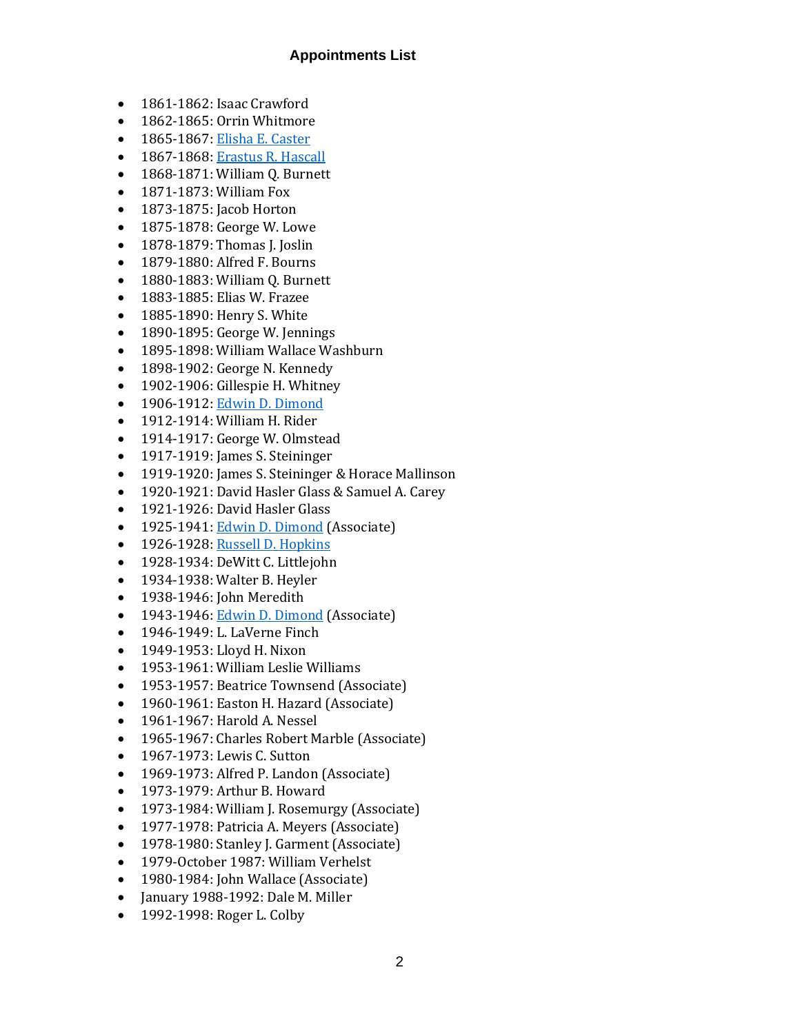## Appointments List

- 1861-1862: Isaac Crawford
- 1862-1865: Orrin Whitmore
- 1865-1867: Elisha E. Caster
- 1867-1868: Erastus R. Hascall
- 1868-1871: William Q. Burnett
- 1871-1873: William Fox
- 1873-1875: Jacob Horton
- 1875-1878: George W. Lowe
- 1878-1879: Thomas J. Joslin
- 1879-1880: Alfred F. Bourns
- 1880-1883: William Q. Burnett
- 1883-1885: Elias W. Frazee
- 1885-1890: Henry S. White
- 1890-1895: George W. Jennings
- 1895-1898: William Wallace Washburn
- 1898-1902: George N. Kennedy
- 1902-1906: Gillespie H. Whitney
- 1906-1912: Edwin D. Dimond
- 1912-1914: William H. Rider
- 1914-1917: George W. Olmstead
- 1917-1919: James S. Steininger
- 1919-1920: James S. Steininger & Horace Mallinson
- 1920-1921: David Hasler Glass & Samuel A. Carey
- 1921-1926: David Hasler Glass
- 1925-1941: Edwin D. Dimond (Associate)
- 1926-1928: Russell D. Hopkins
- 1928-1934: DeWitt C. Littlejohn
- 1934-1938: Walter B. Heyler
- 1938-1946: John Meredith
- 1943-1946: Edwin D. Dimond (Associate)
- 1946-1949: L. LaVerne Finch
- 1949-1953: Lloyd H. Nixon
- 1953-1961: William Leslie Williams
- 1953-1957: Beatrice Townsend (Associate)
- 1960-1961: Easton H. Hazard (Associate)
- 1961-1967: Harold A. Nessel
- 1965-1967: Charles Robert Marble (Associate)
- 1967-1973: Lewis C. Sutton
- 1969-1973: Alfred P. Landon (Associate)
- 1973-1979: Arthur B. Howard
- 1973-1984: William J. Rosemurgy (Associate)
- 1977-1978: Patricia A. Meyers (Associate)
- 1978-1980: Stanley J. Garment (Associate)
- 1979-October 1987: William Verhelst
- 1980-1984: John Wallace (Associate)
- January 1988-1992: Dale M. Miller
- 1992-1998: Roger L. Colby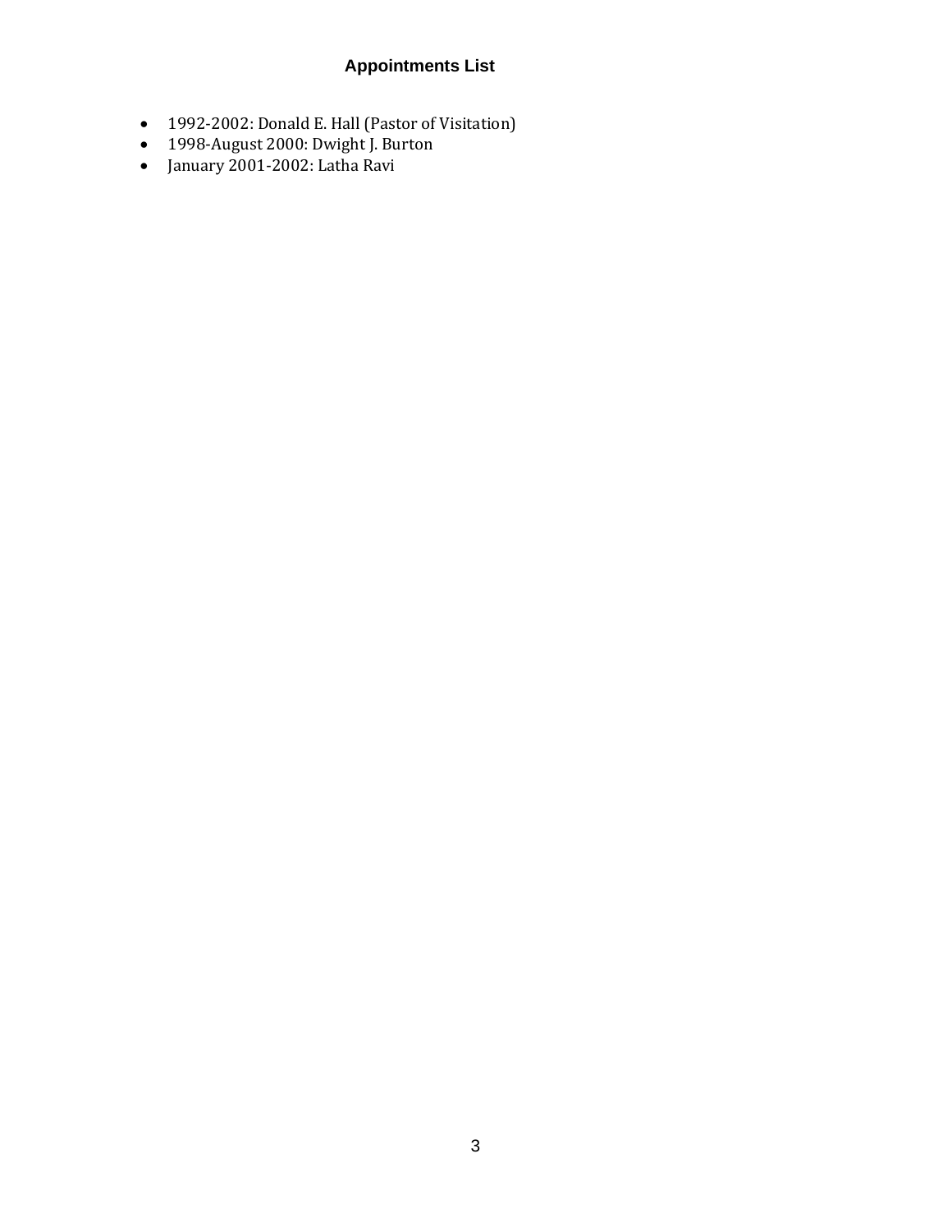# Appointments List

- 1992-2002: Donald E. Hall (Pastor of Visitation)
- 1998-August 2000: Dwight J. Burton
- January 2001-2002: Latha Ravi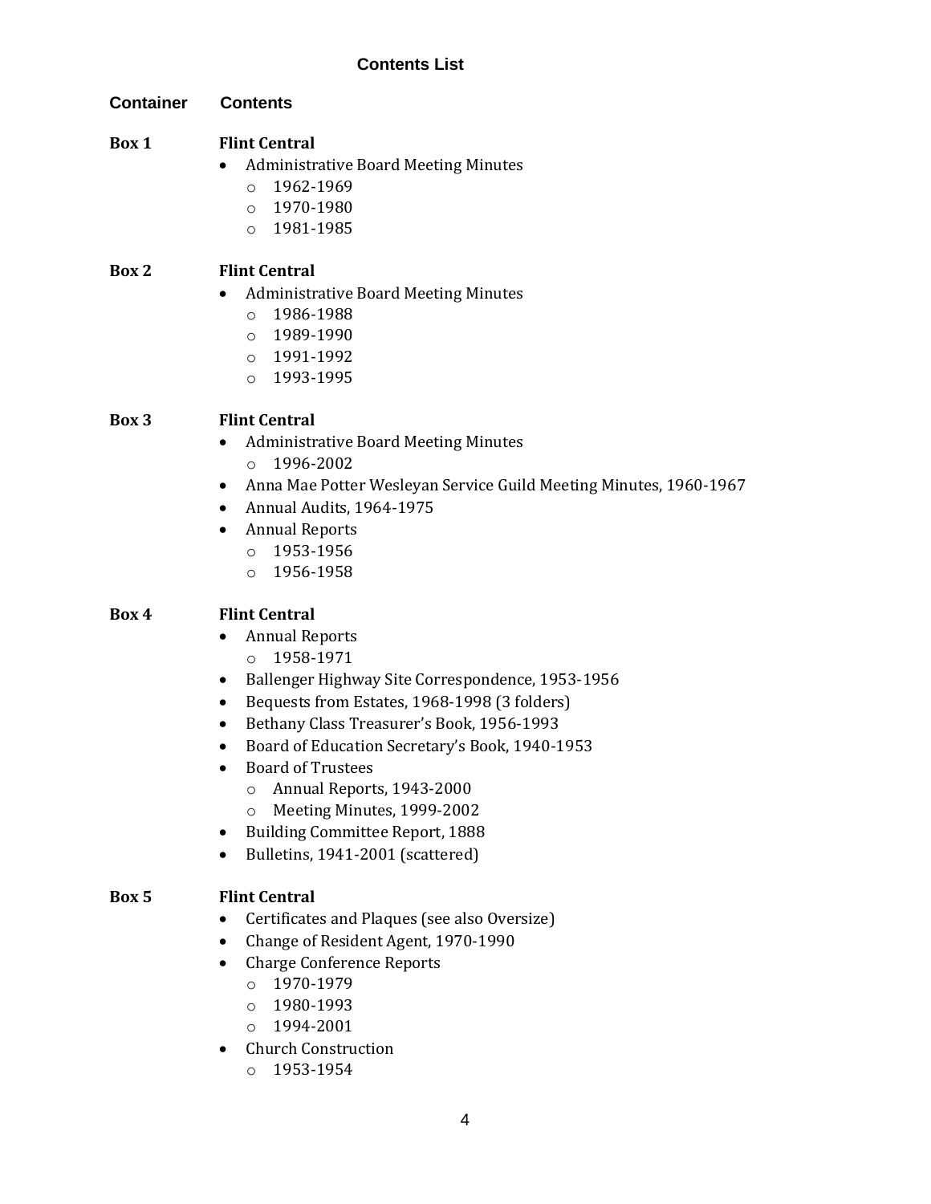## Contents List

**Container** **Contents**

**Box 1** **Flint Central**

- Administrative Board Meeting Minutes
  - 1962-1969
  - 1970-1980
  - 1981-1985

**Box 2** **Flint Central**

- Administrative Board Meeting Minutes
  - 1986-1988
  - 1989-1990
  - 1991-1992
  - 1993-1995

**Box 3** **Flint Central**

- Administrative Board Meeting Minutes
  - 1996-2002
- Anna Mae Potter Wesleyan Service Guild Meeting Minutes, 1960-1967
- Annual Audits, 1964-1975
- Annual Reports
  - 1953-1956
  - 1956-1958

**Box 4** **Flint Central**

- Annual Reports
  - 1958-1971
- Ballenger Highway Site Correspondence, 1953-1956
- Bequests from Estates, 1968-1998 (3 folders)
- Bethany Class Treasurer's Book, 1956-1993
- Board of Education Secretary's Book, 1940-1953
- Board of Trustees
  - Annual Reports, 1943-2000
  - Meeting Minutes, 1999-2002
- Building Committee Report, 1888
- Bulletins, 1941-2001 (scattered)

**Box 5** **Flint Central**

- Certificates and Plaques (see also Oversize)
- Change of Resident Agent, 1970-1990
- Charge Conference Reports
  - 1970-1979
  - 1980-1993
  - 1994-2001
- Church Construction
  - 1953-1954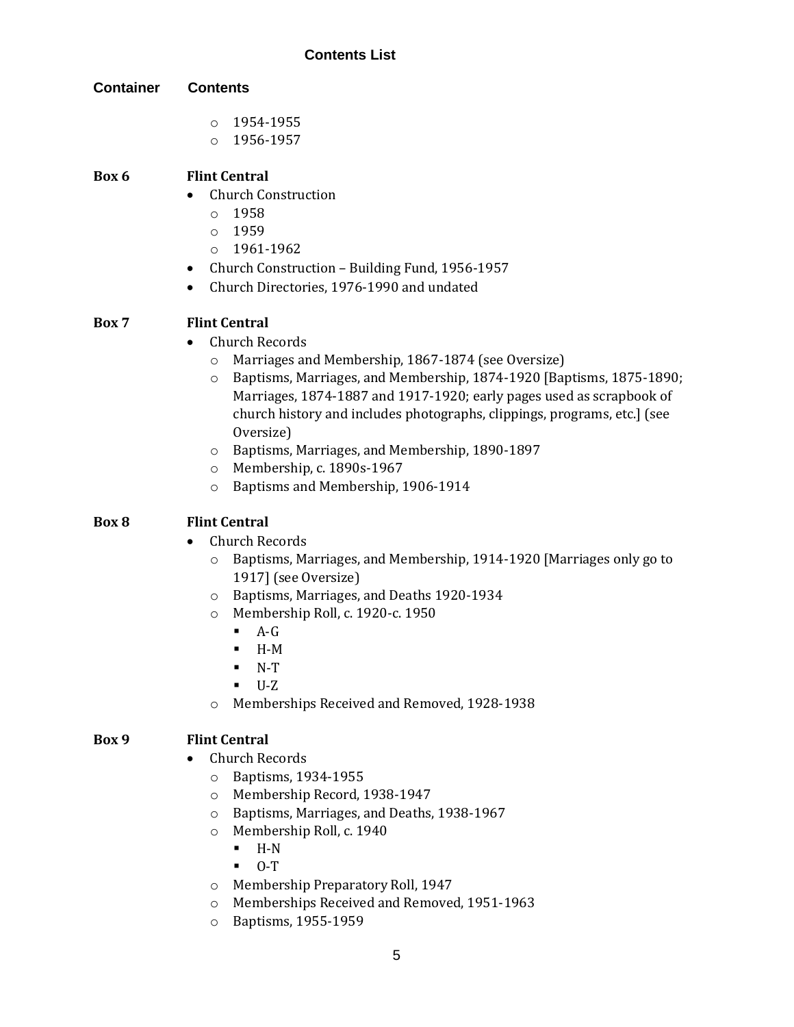## Contents List

**Container** **Contents**

- 1954-1955
- 1956-1957

**Box 6** **Flint Central**

- Church Construction
  - 1958
  - 1959
  - 1961-1962
- Church Construction – Building Fund, 1956-1957
- Church Directories, 1976-1990 and undated

**Box 7** **Flint Central**

- Church Records
  - Marriages and Membership, 1867-1874 (see Oversize)
  - Baptisms, Marriages, and Membership, 1874-1920 [Baptisms, 1875-1890; Marriages, 1874-1887 and 1917-1920; early pages used as scrapbook of church history and includes photographs, clippings, programs, etc.] (see Oversize)
  - Baptisms, Marriages, and Membership, 1890-1897
  - Membership, c. 1890s-1967
  - Baptisms and Membership, 1906-1914

**Box 8** **Flint Central**

- Church Records
  - Baptisms, Marriages, and Membership, 1914-1920 [Marriages only go to 1917] (see Oversize)
  - Baptisms, Marriages, and Deaths 1920-1934
  - Membership Roll, c. 1920-c. 1950
    - A-G
    - H-M
    - N-T
    - U-Z
  - Memberships Received and Removed, 1928-1938

**Box 9** **Flint Central**

- Church Records
  - Baptisms, 1934-1955
  - Membership Record, 1938-1947
  - Baptisms, Marriages, and Deaths, 1938-1967
  - Membership Roll, c. 1940
    - H-N
    - O-T
  - Membership Preparatory Roll, 1947
  - Memberships Received and Removed, 1951-1963
  - Baptisms, 1955-1959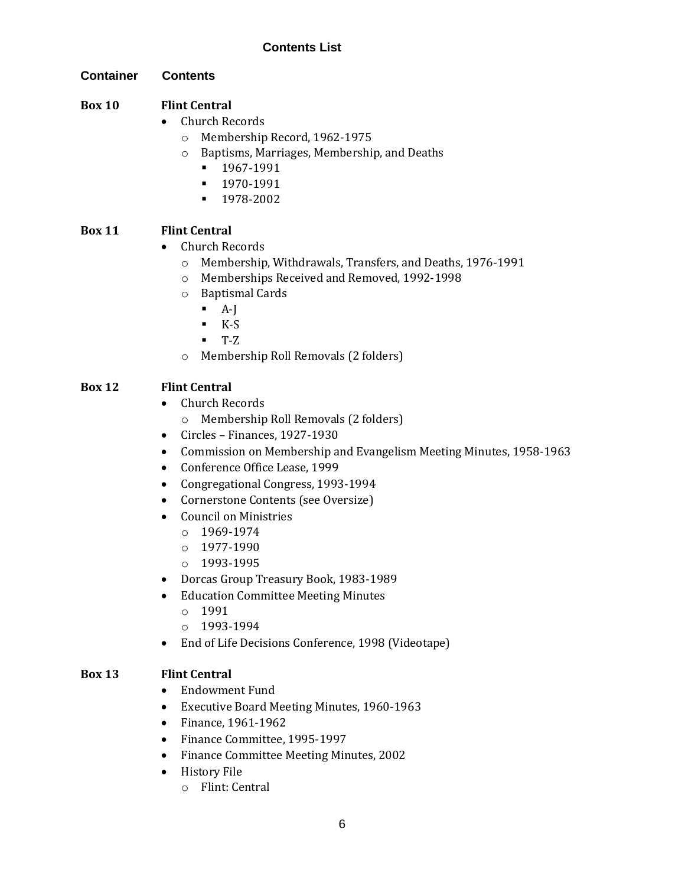## Contents List

| Container | Contents |
|---|---|

**Box 10** **Flint Central**

- Church Records
  - Membership Record, 1962-1975
  - Baptisms, Marriages, Membership, and Deaths
    - 1967-1991
    - 1970-1991
    - 1978-2002

**Box 11** **Flint Central**

- Church Records
  - Membership, Withdrawals, Transfers, and Deaths, 1976-1991
  - Memberships Received and Removed, 1992-1998
  - Baptismal Cards
    - A-J
    - K-S
    - T-Z
  - Membership Roll Removals (2 folders)

**Box 12** **Flint Central**

- Church Records
  - Membership Roll Removals (2 folders)
- Circles – Finances, 1927-1930
- Commission on Membership and Evangelism Meeting Minutes, 1958-1963
- Conference Office Lease, 1999
- Congregational Congress, 1993-1994
- Cornerstone Contents (see Oversize)
- Council on Ministries
  - 1969-1974
  - 1977-1990
  - 1993-1995
- Dorcas Group Treasury Book, 1983-1989
- Education Committee Meeting Minutes
  - 1991
  - 1993-1994
- End of Life Decisions Conference, 1998 (Videotape)

**Box 13** **Flint Central**

- Endowment Fund
- Executive Board Meeting Minutes, 1960-1963
- Finance, 1961-1962
- Finance Committee, 1995-1997
- Finance Committee Meeting Minutes, 2002
- History File
  - Flint: Central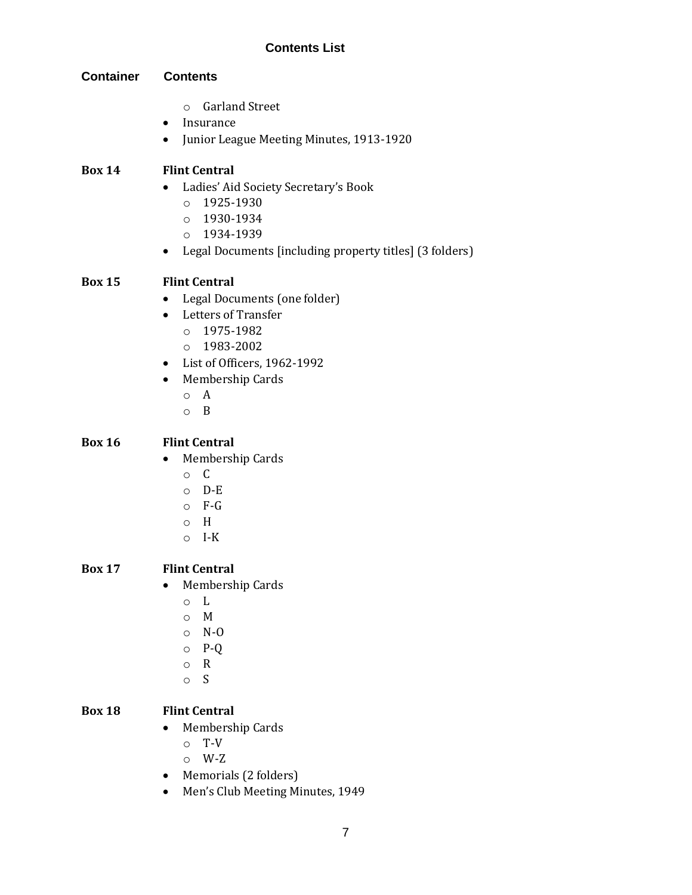## Contents List

**Container** | **Contents**

- Garland Street
- Insurance
- Junior League Meeting Minutes, 1913-1920

**Box 14** — **Flint Central**

- Ladies' Aid Society Secretary's Book
  - 1925-1930
  - 1930-1934
  - 1934-1939
- Legal Documents [including property titles] (3 folders)

**Box 15** — **Flint Central**

- Legal Documents (one folder)
- Letters of Transfer
  - 1975-1982
  - 1983-2002
- List of Officers, 1962-1992
- Membership Cards
  - A
  - B

**Box 16** — **Flint Central**

- Membership Cards
  - C
  - D-E
  - F-G
  - H
  - I-K

**Box 17** — **Flint Central**

- Membership Cards
  - L
  - M
  - N-O
  - P-Q
  - R
  - S

**Box 18** — **Flint Central**

- Membership Cards
  - T-V
  - W-Z
- Memorials (2 folders)
- Men's Club Meeting Minutes, 1949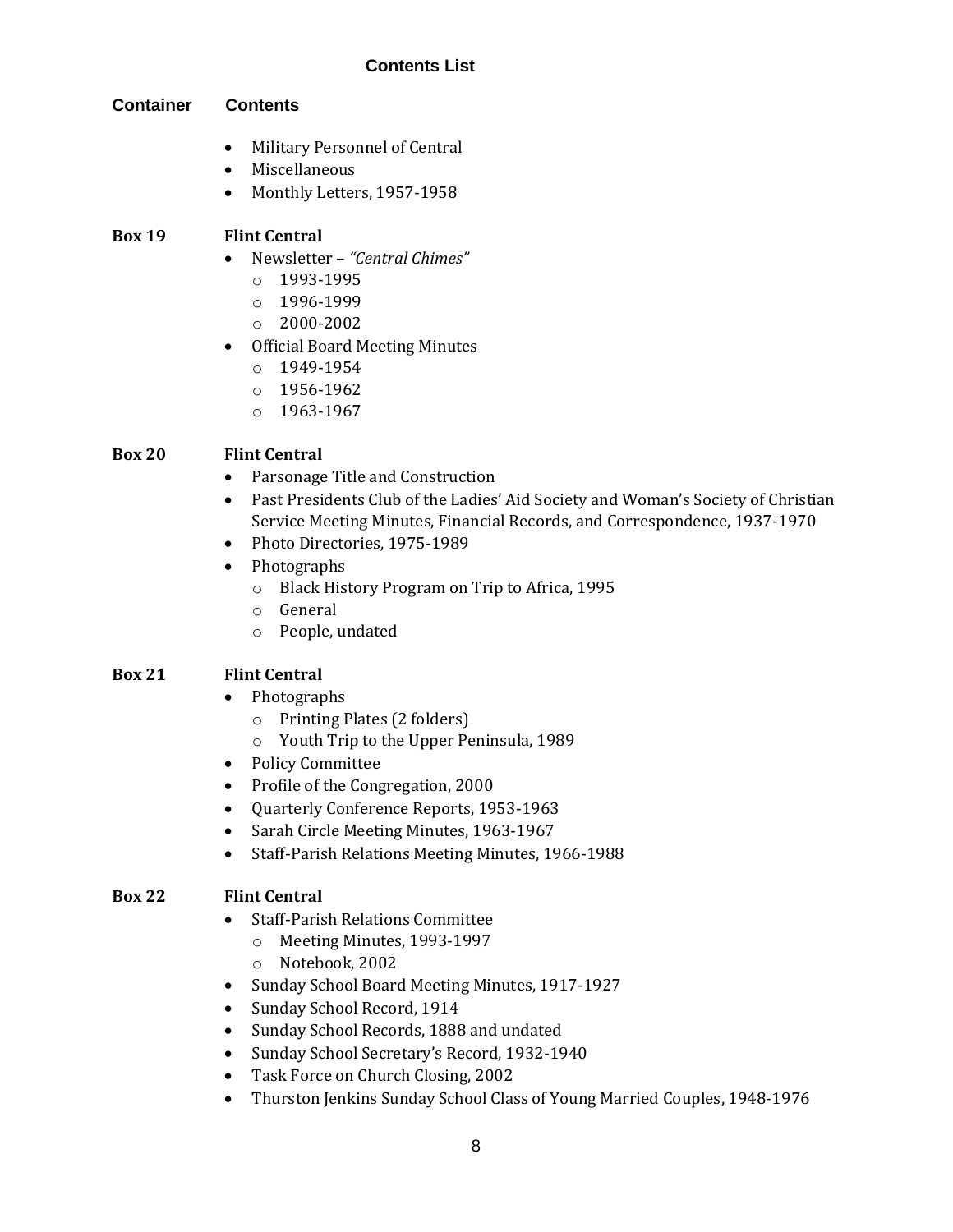### Contents List

| Container | Contents |
|---|---|

- Military Personnel of Central
- Miscellaneous
- Monthly Letters, 1957-1958

**Box 19** **Flint Central**

- Newsletter – *"Central Chimes"*
  - 1993-1995
  - 1996-1999
  - 2000-2002
- Official Board Meeting Minutes
  - 1949-1954
  - 1956-1962
  - 1963-1967

**Box 20** **Flint Central**

- Parsonage Title and Construction
- Past Presidents Club of the Ladies' Aid Society and Woman's Society of Christian Service Meeting Minutes, Financial Records, and Correspondence, 1937-1970
- Photo Directories, 1975-1989
- Photographs
  - Black History Program on Trip to Africa, 1995
  - General
  - People, undated

**Box 21** **Flint Central**

- Photographs
  - Printing Plates (2 folders)
  - Youth Trip to the Upper Peninsula, 1989
- Policy Committee
- Profile of the Congregation, 2000
- Quarterly Conference Reports, 1953-1963
- Sarah Circle Meeting Minutes, 1963-1967
- Staff-Parish Relations Meeting Minutes, 1966-1988

**Box 22** **Flint Central**

- Staff-Parish Relations Committee
  - Meeting Minutes, 1993-1997
  - Notebook, 2002
- Sunday School Board Meeting Minutes, 1917-1927
- Sunday School Record, 1914
- Sunday School Records, 1888 and undated
- Sunday School Secretary's Record, 1932-1940
- Task Force on Church Closing, 2002
- Thurston Jenkins Sunday School Class of Young Married Couples, 1948-1976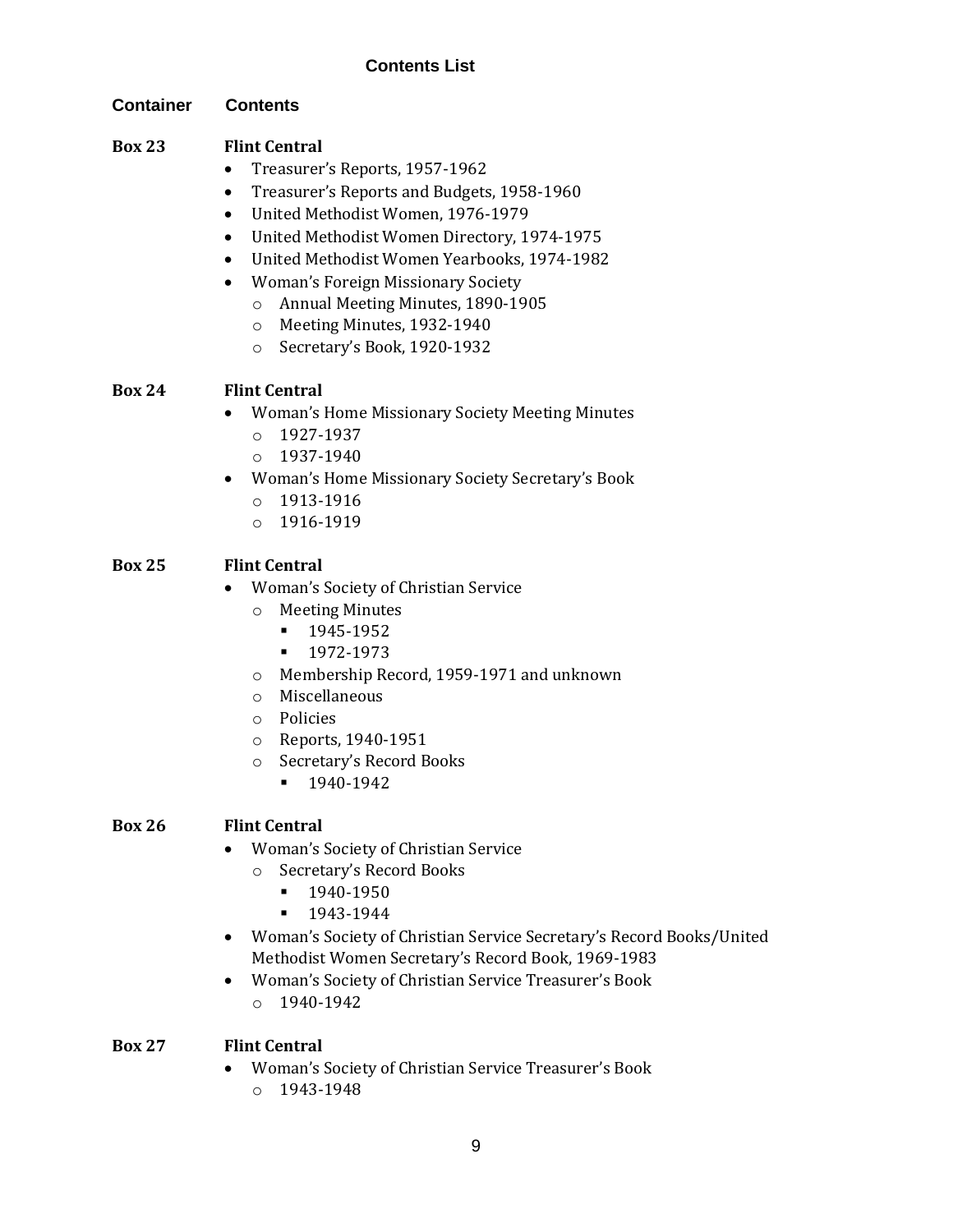## Contents List

| Container | Contents |
| --- | --- |

**Box 23** **Flint Central**

- Treasurer's Reports, 1957-1962
- Treasurer's Reports and Budgets, 1958-1960
- United Methodist Women, 1976-1979
- United Methodist Women Directory, 1974-1975
- United Methodist Women Yearbooks, 1974-1982
- Woman's Foreign Missionary Society
  - Annual Meeting Minutes, 1890-1905
  - Meeting Minutes, 1932-1940
  - Secretary's Book, 1920-1932

**Box 24** **Flint Central**

- Woman's Home Missionary Society Meeting Minutes
  - 1927-1937
  - 1937-1940
- Woman's Home Missionary Society Secretary's Book
  - 1913-1916
  - 1916-1919

**Box 25** **Flint Central**

- Woman's Society of Christian Service
  - Meeting Minutes
    - 1945-1952
    - 1972-1973
  - Membership Record, 1959-1971 and unknown
  - Miscellaneous
  - Policies
  - Reports, 1940-1951
  - Secretary's Record Books
    - 1940-1942

**Box 26** **Flint Central**

- Woman's Society of Christian Service
  - Secretary's Record Books
    - 1940-1950
    - 1943-1944
- Woman's Society of Christian Service Secretary's Record Books/United Methodist Women Secretary's Record Book, 1969-1983
- Woman's Society of Christian Service Treasurer's Book
  - 1940-1942

**Box 27** **Flint Central**

- Woman's Society of Christian Service Treasurer's Book
  - 1943-1948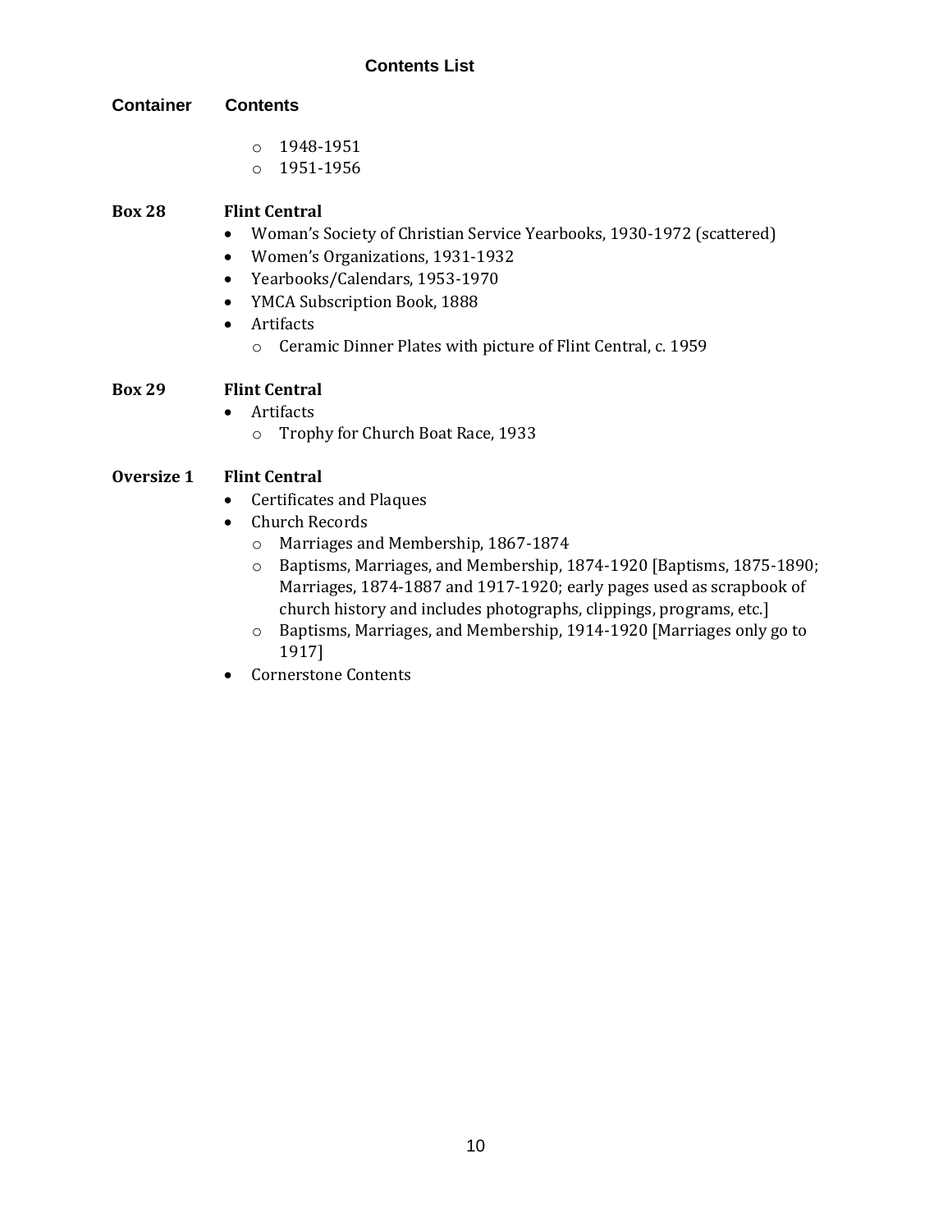**Contents List**

| Container | Contents |
|---|---|
| | ◦ 1948-1951<br>◦ 1951-1956 |
| **Box 28** | **Flint Central**<br>• Woman's Society of Christian Service Yearbooks, 1930-1972 (scattered)<br>• Women's Organizations, 1931-1932<br>• Yearbooks/Calendars, 1953-1970<br>• YMCA Subscription Book, 1888<br>• Artifacts<br>◦ Ceramic Dinner Plates with picture of Flint Central, c. 1959 |
| **Box 29** | **Flint Central**<br>• Artifacts<br>◦ Trophy for Church Boat Race, 1933 |
| **Oversize 1** | **Flint Central**<br>• Certificates and Plaques<br>• Church Records<br>◦ Marriages and Membership, 1867-1874<br>◦ Baptisms, Marriages, and Membership, 1874-1920 [Baptisms, 1875-1890; Marriages, 1874-1887 and 1917-1920; early pages used as scrapbook of church history and includes photographs, clippings, programs, etc.]<br>◦ Baptisms, Marriages, and Membership, 1914-1920 [Marriages only go to 1917]<br>• Cornerstone Contents |